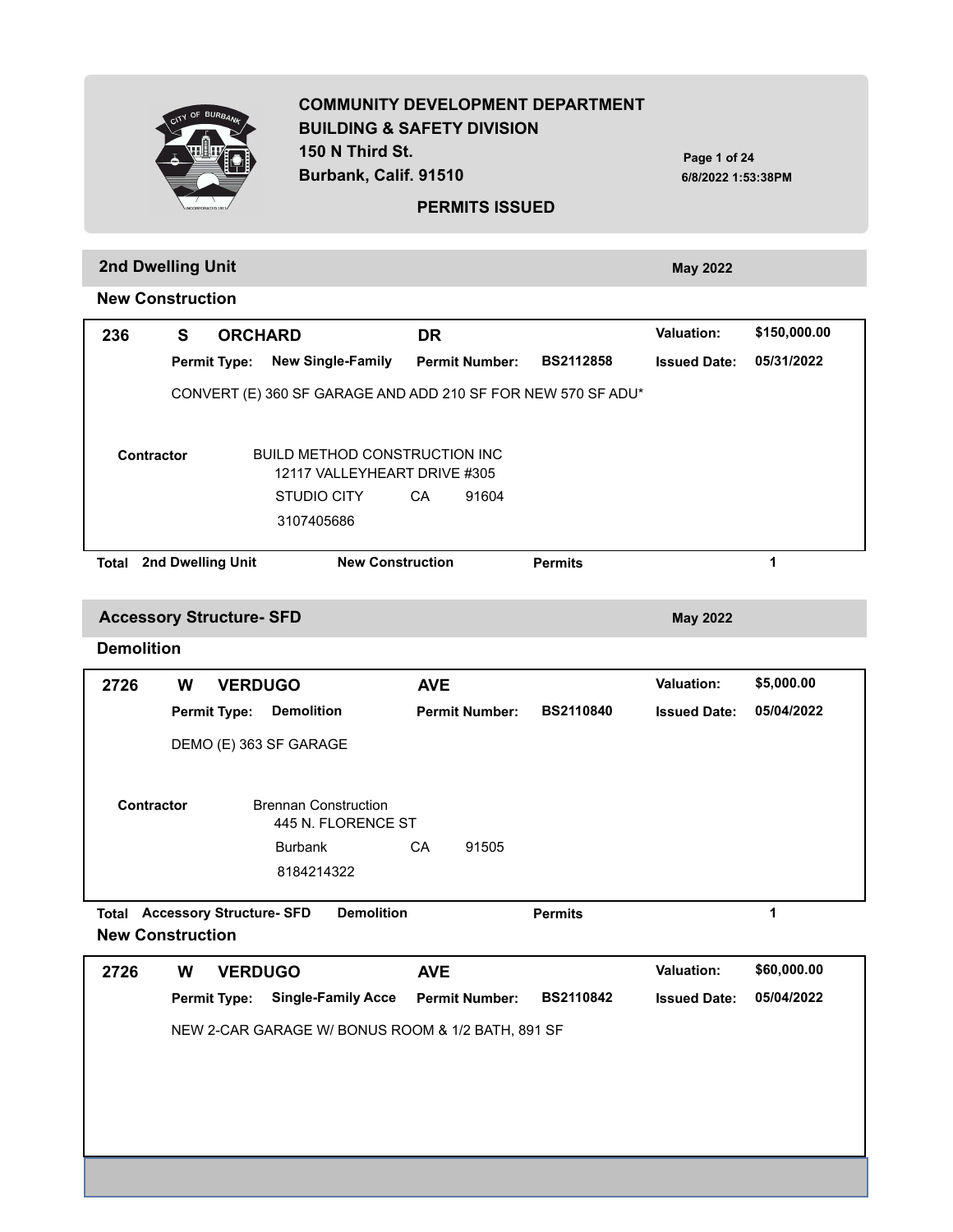# COMMUNITY DEVELOPMENT DEPARTMENT
## BUILDING & SAFETY DIVISION
150 N Third St.
Burbank, Calif. 91510

**PERMITS ISSUED**

## 2nd Dwelling Unit — May 2022

### New Construction

**236 S ORCHARD DR**

| | | | |
|---|---|---|---|
| **Permit Type:** New Single-Family | **Permit Number:** BS2112858 | **Valuation:** $150,000.00 | **Issued Date:** 05/31/2022 |

CONVERT (E) 360 SF GARAGE AND ADD 210 SF FOR NEW 570 SF ADU*

**Contractor**
BUILD METHOD CONSTRUCTION INC
12117 VALLEYHEART DRIVE #305
STUDIO CITY CA 91604
3107405686

**Total 2nd Dwelling Unit New Construction Permits: 1**

## Accessory Structure- SFD — May 2022

### Demolition

**2726 W VERDUGO AVE**

| | | | |
|---|---|---|---|
| **Permit Type:** Demolition | **Permit Number:** BS2110840 | **Valuation:** $5,000.00 | **Issued Date:** 05/04/2022 |

DEMO (E) 363 SF GARAGE

**Contractor**
Brennan Construction
445 N. FLORENCE ST
Burbank CA 91505
8184214322

**Total Accessory Structure- SFD Demolition Permits: 1**

### New Construction

**2726 W VERDUGO AVE**

| | | | |
|---|---|---|---|
| **Permit Type:** Single-Family Acce | **Permit Number:** BS2110842 | **Valuation:** $60,000.00 | **Issued Date:** 05/04/2022 |

NEW 2-CAR GARAGE W/ BONUS ROOM & 1/2 BATH, 891 SF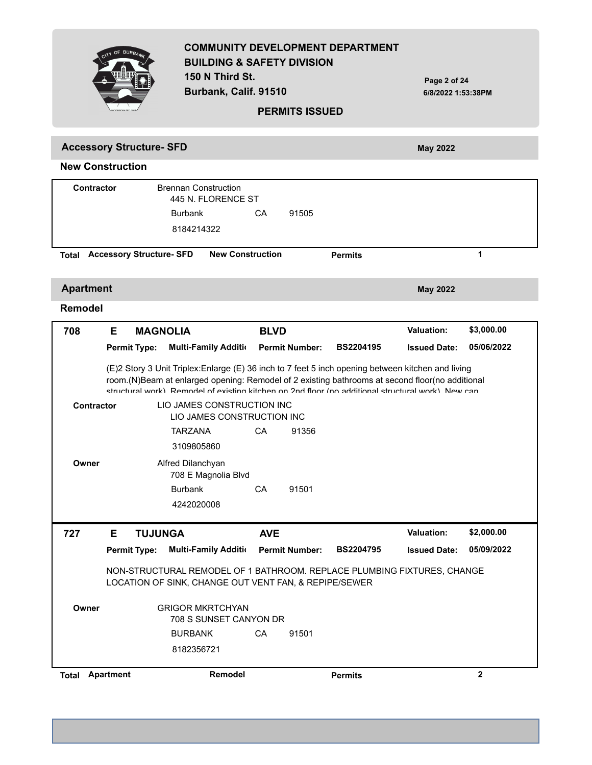## Accessory Structure- SFD

**May 2022**

### New Construction

**Contractor**
Brennan Construction
445 N. FLORENCE ST
Burbank CA 91505
8184214322

**Total** Accessory Structure- SFD New Construction **Permits** 1

## Apartment

**May 2022**

### Remodel

**708 E MAGNOLIA BLVD**

**Valuation:** $3,000.00
**Permit Type:** Multi-Family Additi
**Permit Number:** BS2204195
**Issued Date:** 05/06/2022

(E)2 Story 3 Unit Triplex:Enlarge (E) 36 inch to 7 feet 5 inch opening between kitchen and living room.(N)Beam at enlarged opening: Remodel of 2 existing bathrooms at second floor(no additional structural work). Remodel of existing kitchen on 2nd floor (no additional structural work). New can

**Contractor**
LIO JAMES CONSTRUCTION INC
LIO JAMES CONSTRUCTION INC
TARZANA CA 91356
3109805860

**Owner**
Alfred Dilanchyan
708 E Magnolia Blvd
Burbank CA 91501
4242020008

**727 E TUJUNGA AVE**

**Valuation:** $2,000.00
**Permit Type:** Multi-Family Additi
**Permit Number:** BS2204795
**Issued Date:** 05/09/2022

NON-STRUCTURAL REMODEL OF 1 BATHROOM. REPLACE PLUMBING FIXTURES, CHANGE LOCATION OF SINK, CHANGE OUT VENT FAN, & REPIPE/SEWER

**Owner**
GRIGOR MKRTCHYAN
708 S SUNSET CANYON DR
BURBANK CA 91501
8182356721

**Total** Apartment Remodel **Permits** 2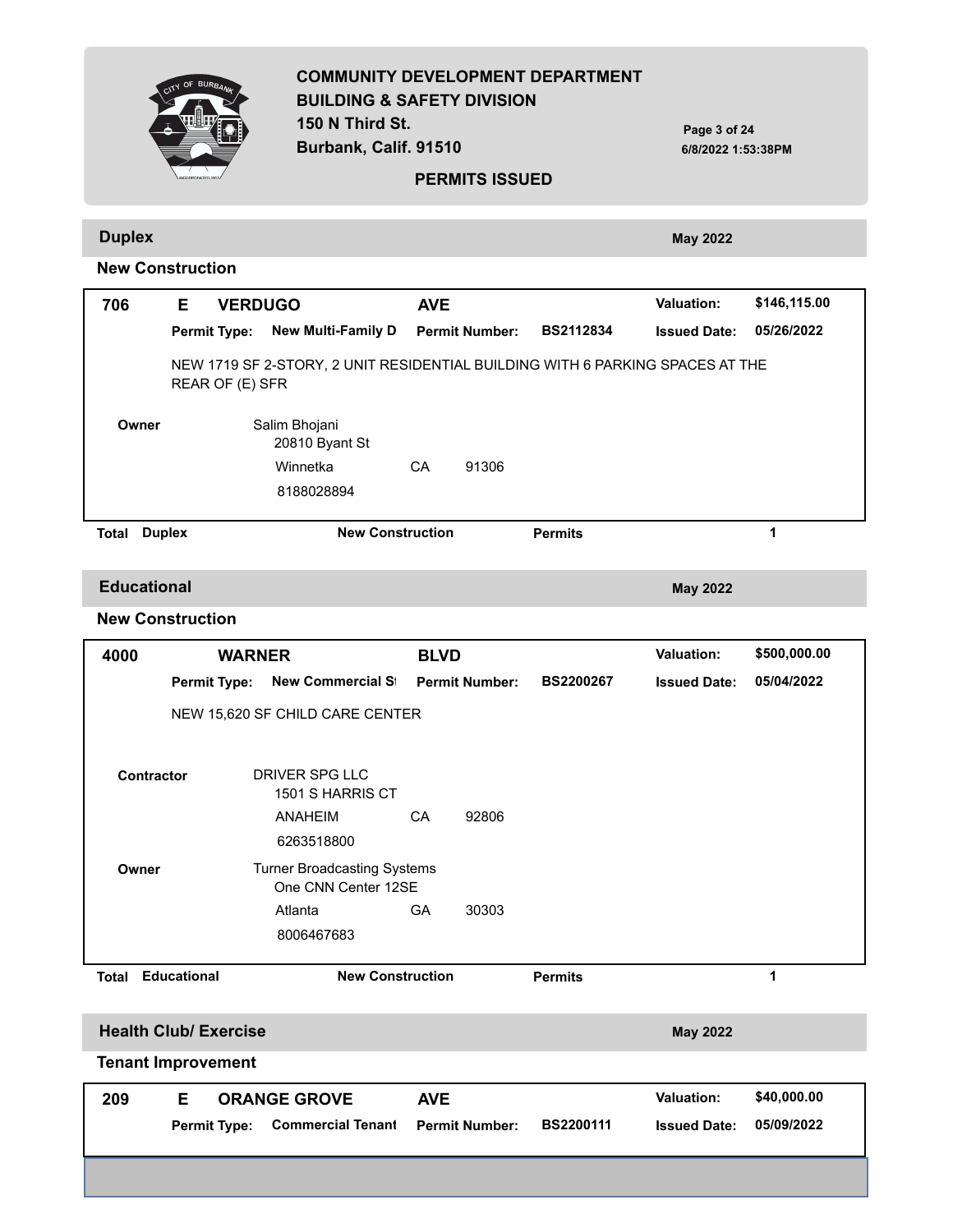## Duplex

**May 2022**

### New Construction

| | | | | | |
|---|---|---|---|---|---|
| **706** | **E** | **VERDUGO** | **AVE** | **Valuation:** | **$146,115.00** |
| | **Permit Type:** | **New Multi-Family D** | **Permit Number:** BS2112834 | **Issued Date:** | **05/26/2022** |

NEW 1719 SF 2-STORY, 2 UNIT RESIDENTIAL BUILDING WITH 6 PARKING SPACES AT THE REAR OF (E) SFR

**Owner**
Salim Bhojani
20810 Byant St
Winnetka CA 91306
8188028894

**Total Duplex New Construction Permits 1**

## Educational

**May 2022**

### New Construction

| | | | | | |
|---|---|---|---|---|---|
| **4000** | | **WARNER** | **BLVD** | **Valuation:** | **$500,000.00** |
| | **Permit Type:** | **New Commercial S** | **Permit Number:** BS2200267 | **Issued Date:** | **05/04/2022** |

NEW 15,620 SF CHILD CARE CENTER

**Contractor**
DRIVER SPG LLC
1501 S HARRIS CT
ANAHEIM CA 92806
6263518800

**Owner**
Turner Broadcasting Systems
One CNN Center 12SE
Atlanta GA 30303
8006467683

**Total Educational New Construction Permits 1**

## Health Club/ Exercise

**May 2022**

### Tenant Improvement

| | | | | | |
|---|---|---|---|---|---|
| **209** | **E** | **ORANGE GROVE** | **AVE** | **Valuation:** | **$40,000.00** |
| | **Permit Type:** | **Commercial Tenant** | **Permit Number:** BS2200111 | **Issued Date:** | **05/09/2022** |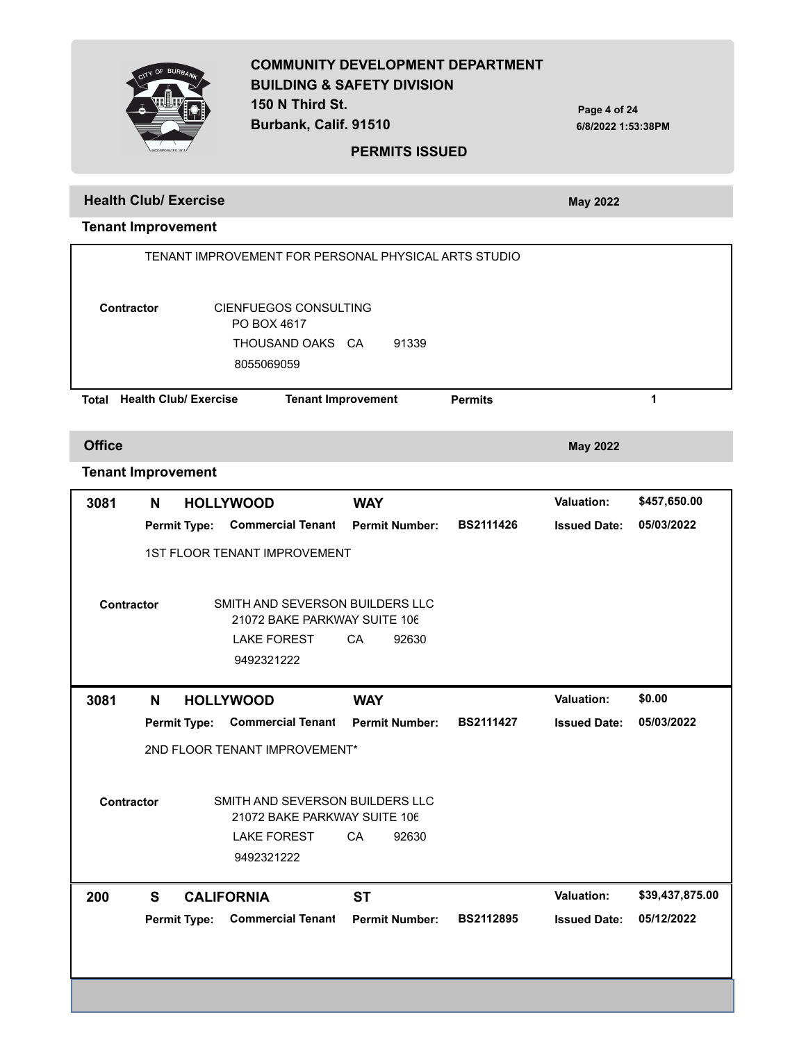## Health Club/ Exercise

May 2022

### Tenant Improvement

TENANT IMPROVEMENT FOR PERSONAL PHYSICAL ARTS STUDIO

**Contractor** CIENFUEGOS CONSULTING
PO BOX 4617
THOUSAND OAKS CA 91339
8055069059

**Total Health Club/ Exercise Tenant Improvement Permits** 1

## Office

May 2022

### Tenant Improvement

| 3081 | N | HOLLYWOOD | WAY | | Valuation: | $457,650.00 |
|---|---|---|---|---|---|---|
| | Permit Type: | Commercial Tenant | Permit Number: | BS2111426 | Issued Date: | 05/03/2022 |

1ST FLOOR TENANT IMPROVEMENT

**Contractor** SMITH AND SEVERSON BUILDERS LLC
21072 BAKE PARKWAY SUITE 106
LAKE FOREST CA 92630
9492321222

| 3081 | N | HOLLYWOOD | WAY | | Valuation: | $0.00 |
|---|---|---|---|---|---|---|
| | Permit Type: | Commercial Tenant | Permit Number: | BS2111427 | Issued Date: | 05/03/2022 |

2ND FLOOR TENANT IMPROVEMENT*

**Contractor** SMITH AND SEVERSON BUILDERS LLC
21072 BAKE PARKWAY SUITE 106
LAKE FOREST CA 92630
9492321222

| 200 | S | CALIFORNIA | ST | | Valuation: | $39,437,875.00 |
|---|---|---|---|---|---|---|
| | Permit Type: | Commercial Tenant | Permit Number: | BS2112895 | Issued Date: | 05/12/2022 |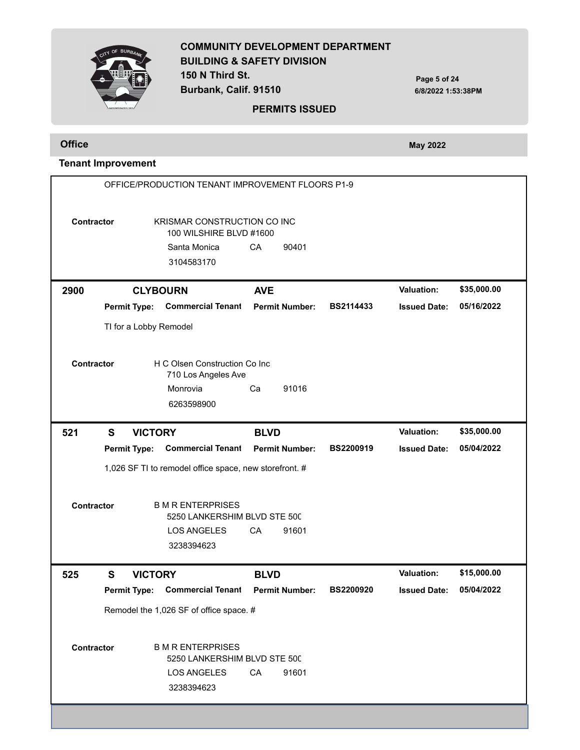**Office** — May 2022

**Tenant Improvement**

OFFICE/PRODUCTION TENANT IMPROVEMENT FLOORS P1-9

**Contractor** KRISMAR CONSTRUCTION CO INC
100 WILSHIRE BLVD #1600
Santa Monica CA 90401
3104583170

---

**2900 CLYBOURN AVE** — **Valuation:** $35,000.00

**Permit Type:** Commercial Tenant — **Permit Number:** BS2114433 — **Issued Date:** 05/16/2022

TI for a Lobby Remodel

**Contractor** H C Olsen Construction Co Inc
710 Los Angeles Ave
Monrovia Ca 91016
6263598900

---

**521 S VICTORY BLVD** — **Valuation:** $35,000.00

**Permit Type:** Commercial Tenant — **Permit Number:** BS2200919 — **Issued Date:** 05/04/2022

1,026 SF TI to remodel office space, new storefront. #

**Contractor** B M R ENTERPRISES
5250 LANKERSHIM BLVD STE 50C
LOS ANGELES CA 91601
3238394623

---

**525 S VICTORY BLVD** — **Valuation:** $15,000.00

**Permit Type:** Commercial Tenant — **Permit Number:** BS2200920 — **Issued Date:** 05/04/2022

Remodel the 1,026 SF of office space. #

**Contractor** B M R ENTERPRISES
5250 LANKERSHIM BLVD STE 50C
LOS ANGELES CA 91601
3238394623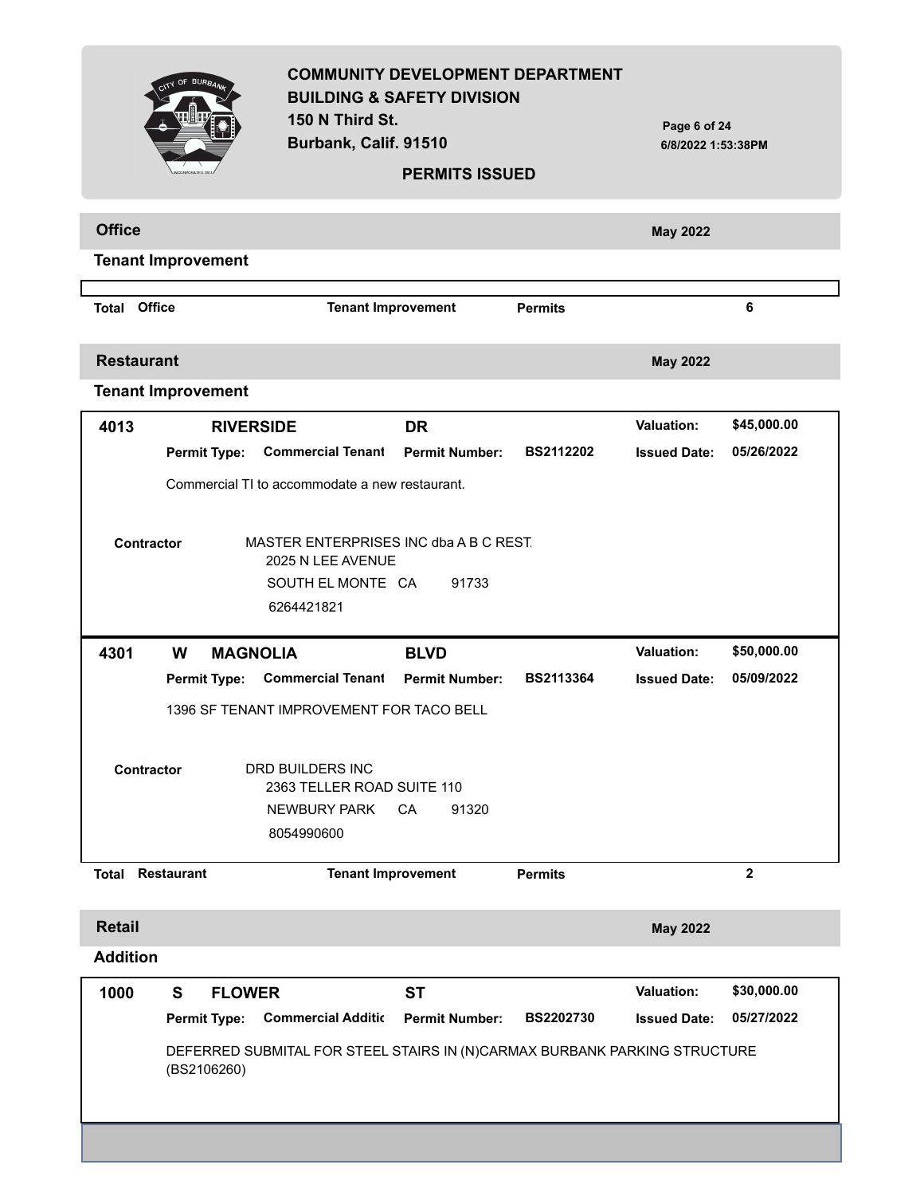**COMMUNITY DEVELOPMENT DEPARTMENT**
**BUILDING & SAFETY DIVISION**
**150 N Third St.**
**Burbank, Calif. 91510**

**PERMITS ISSUED**

6/8/2022 1:53:38PM

## Office

**May 2022**

### Tenant Improvement

**Total Office** — **Tenant Improvement** — **Permits**: **6**

## Restaurant

**May 2022**

### Tenant Improvement

**4013 RIVERSIDE DR**

**Valuation:** $45,000.00

**Permit Type:** Commercial Tenant **Permit Number:** BS2112202 **Issued Date:** 05/26/2022

Commercial TI to accommodate a new restaurant.

**Contractor**
MASTER ENTERPRISES INC dba A B C REST.
2025 N LEE AVENUE
SOUTH EL MONTE CA 91733
6264421821

---

**4301 W MAGNOLIA BLVD**

**Valuation:** $50,000.00

**Permit Type:** Commercial Tenant **Permit Number:** BS2113364 **Issued Date:** 05/09/2022

1396 SF TENANT IMPROVEMENT FOR TACO BELL

**Contractor**
DRD BUILDERS INC
2363 TELLER ROAD SUITE 110
NEWBURY PARK CA 91320
8054990600

**Total Restaurant** — **Tenant Improvement** — **Permits**: **2**

## Retail

**May 2022**

### Addition

**1000 S FLOWER ST**

**Valuation:** $30,000.00

**Permit Type:** Commercial Additic **Permit Number:** BS2202730 **Issued Date:** 05/27/2022

DEFERRED SUBMITAL FOR STEEL STAIRS IN (N)CARMAX BURBANK PARKING STRUCTURE (BS2106260)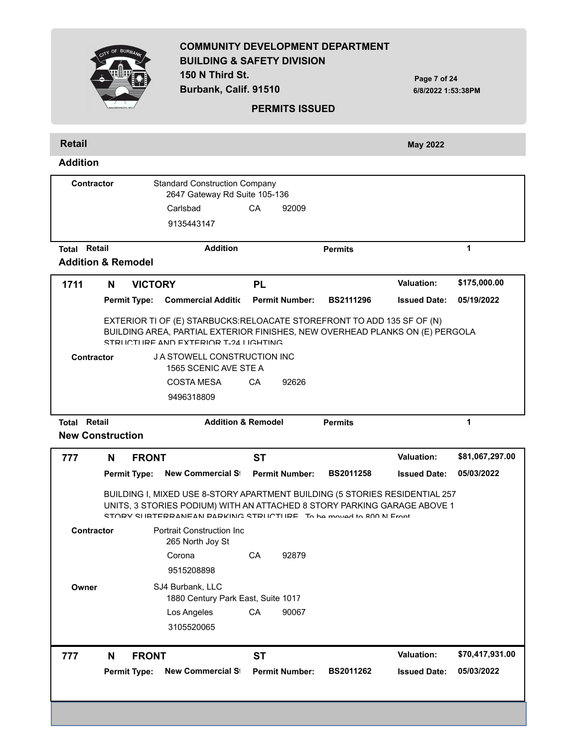## Retail

May 2022

### Addition

**Contractor**
Standard Construction Company
2647 Gateway Rd Suite 105-136
Carlsbad CA 92009
9135443147

**Total Retail Addition Permits 1**

### Addition & Remodel

| 1711 | N | VICTORY | PL | Valuation: | $175,000.00 |
|---|---|---|---|---|---|
| | Permit Type: | Commercial Additic | Permit Number: BS2111296 | Issued Date: | 05/19/2022 |

EXTERIOR TI OF (E) STARBUCKS:RELOACATE STOREFRONT TO ADD 135 SF OF (N) BUILDING AREA, PARTIAL EXTERIOR FINISHES, NEW OVERHEAD PLANKS ON (E) PERGOLA STRUCTURE AND EXTERIOR T-24 LIGHTING

**Contractor**
J A STOWELL CONSTRUCTION INC
1565 SCENIC AVE STE A
COSTA MESA CA 92626
9496318809

**Total Retail Addition & Remodel Permits 1**

### New Construction

| 777 | N | FRONT | ST | Valuation: | $81,067,297.00 |
|---|---|---|---|---|---|
| | Permit Type: | New Commercial St | Permit Number: BS2011258 | Issued Date: | 05/03/2022 |

BUILDING I, MIXED USE 8-STORY APARTMENT BUILDING (5 STORIES RESIDENTIAL 257 UNITS, 3 STORIES PODIUM) WITH AN ATTACHED 8 STORY PARKING GARAGE ABOVE 1 STORY SUBTERRANEAN PARKING STRUCTURE. To be moved to 800 N Front

**Contractor**
Portrait Construction Inc
265 North Joy St
Corona CA 92879
9515208898

**Owner**
SJ4 Burbank, LLC
1880 Century Park East, Suite 1017
Los Angeles CA 90067
3105520065

| 777 | N | FRONT | ST | Valuation: | $70,417,931.00 |
|---|---|---|---|---|---|
| | Permit Type: | New Commercial St | Permit Number: BS2011262 | Issued Date: | 05/03/2022 |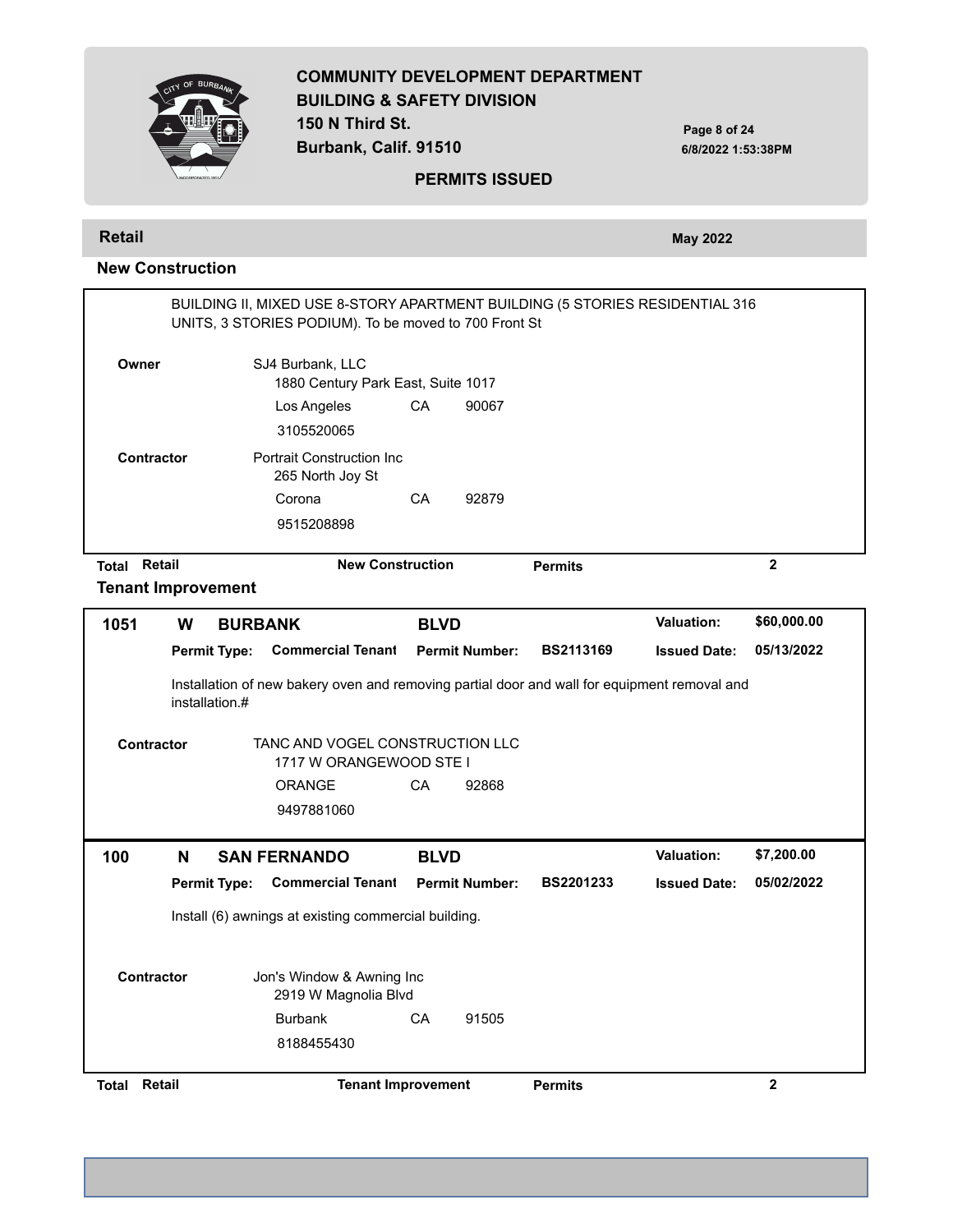# COMMUNITY DEVELOPMENT DEPARTMENT
## BUILDING & SAFETY DIVISION

150 N Third St.
Burbank, Calif. 91510

**PERMITS ISSUED**

6/8/2022 1:53:38PM

## Retail

**May 2022**

### New Construction

BUILDING II, MIXED USE 8-STORY APARTMENT BUILDING (5 STORIES RESIDENTIAL 316 UNITS, 3 STORIES PODIUM). To be moved to 700 Front St

**Owner**
SJ4 Burbank, LLC
1880 Century Park East, Suite 1017
Los Angeles CA 90067
3105520065

**Contractor**
Portrait Construction Inc
265 North Joy St
Corona CA 92879
9515208898

**Total Retail New Construction Permits 2**

### Tenant Improvement

**1051 W BURBANK BLVD** — **Valuation:** $60,000.00

**Permit Type:** Commercial Tenant **Permit Number:** BS2113169 **Issued Date:** 05/13/2022

Installation of new bakery oven and removing partial door and wall for equipment removal and installation.#

**Contractor**
TANC AND VOGEL CONSTRUCTION LLC
1717 W ORANGEWOOD STE I
ORANGE CA 92868
9497881060

**100 N SAN FERNANDO BLVD** — **Valuation:** $7,200.00

**Permit Type:** Commercial Tenant **Permit Number:** BS2201233 **Issued Date:** 05/02/2022

Install (6) awnings at existing commercial building.

**Contractor**
Jon's Window & Awning Inc
2919 W Magnolia Blvd
Burbank CA 91505
8188455430

**Total Retail Tenant Improvement Permits 2**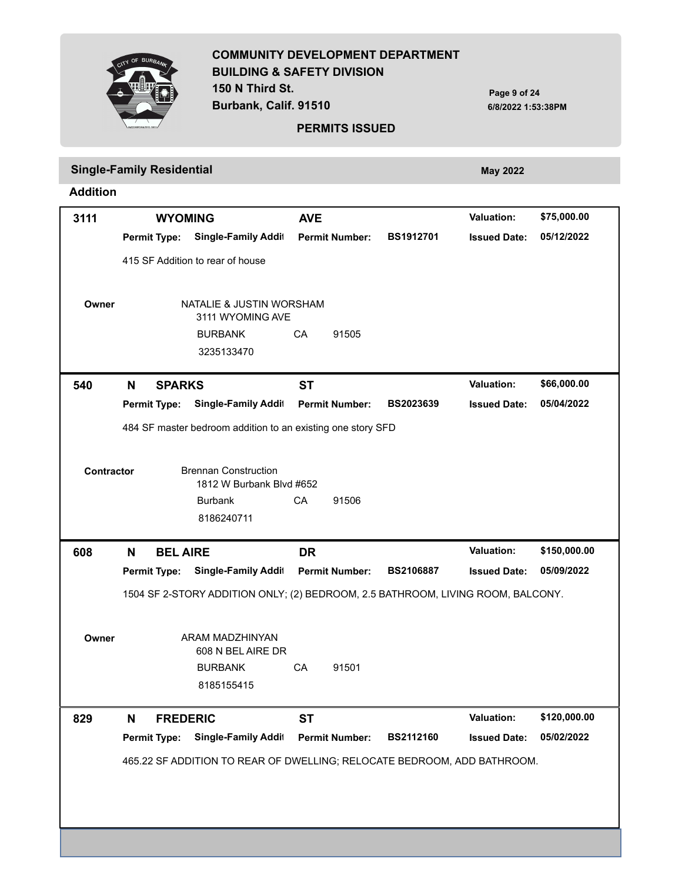# COMMUNITY DEVELOPMENT DEPARTMENT
## BUILDING & SAFETY DIVISION

150 N Third St.
Burbank, Calif. 91510

**PERMITS ISSUED**

6/8/2022 1:53:38PM

## Single-Family Residential — May 2022

### Addition

**3111 WYOMING AVE** — Valuation: **$75,000.00**

**Permit Type:** Single-Family Addit — **Permit Number:** BS1912701 — **Issued Date:** 05/12/2022

415 SF Addition to rear of house

**Owner**
NATALIE & JUSTIN WORSHAM
3111 WYOMING AVE
BURBANK CA 91505
3235133470

---

**540 N SPARKS ST** — Valuation: **$66,000.00**

**Permit Type:** Single-Family Addit — **Permit Number:** BS2023639 — **Issued Date:** 05/04/2022

484 SF master bedroom addition to an existing one story SFD

**Contractor**
Brennan Construction
1812 W Burbank Blvd #652
Burbank CA 91506
8186240711

---

**608 N BEL AIRE DR** — Valuation: **$150,000.00**

**Permit Type:** Single-Family Addit — **Permit Number:** BS2106887 — **Issued Date:** 05/09/2022

1504 SF 2-STORY ADDITION ONLY; (2) BEDROOM, 2.5 BATHROOM, LIVING ROOM, BALCONY.

**Owner**
ARAM MADZHINYAN
608 N BEL AIRE DR
BURBANK CA 91501
8185155415

---

**829 N FREDERIC ST** — Valuation: **$120,000.00**

**Permit Type:** Single-Family Addit — **Permit Number:** BS2112160 — **Issued Date:** 05/02/2022

465.22 SF ADDITION TO REAR OF DWELLING; RELOCATE BEDROOM, ADD BATHROOM.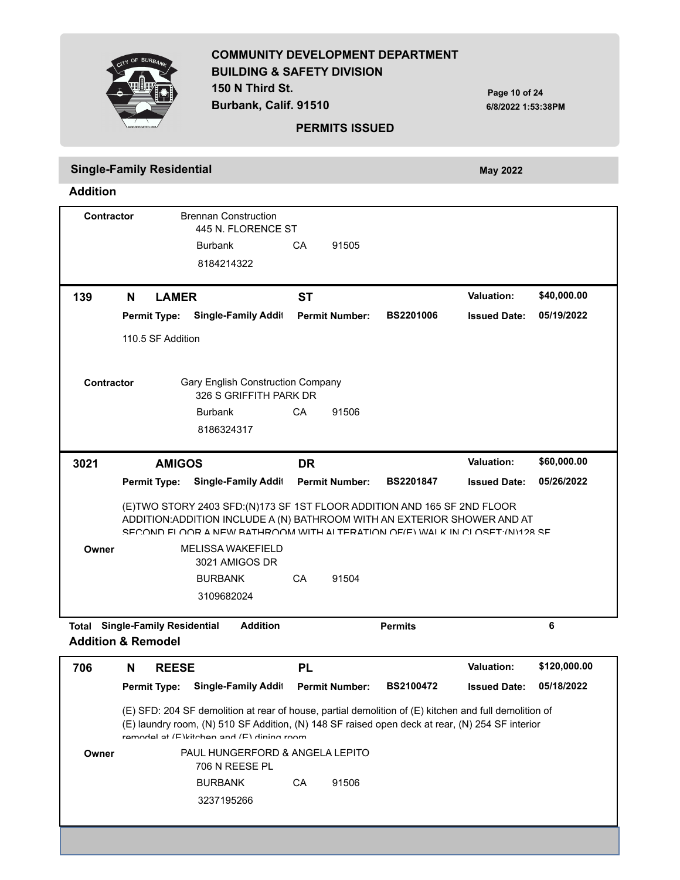## Single-Family Residential

May 2022

### Addition

**Contractor**
Brennan Construction
445 N. FLORENCE ST
Burbank CA 91505
8184214322

---

**139 N LAMER ST** | **Valuation:** $40,000.00

**Permit Type:** Single-Family Addit | **Permit Number:** BS2201006 | **Issued Date:** 05/19/2022

110.5 SF Addition

**Contractor**
Gary English Construction Company
326 S GRIFFITH PARK DR
Burbank CA 91506
8186324317

---

**3021 AMIGOS DR** | **Valuation:** $60,000.00

**Permit Type:** Single-Family Addit | **Permit Number:** BS2201847 | **Issued Date:** 05/26/2022

(E)TWO STORY 2403 SFD:(N)173 SF 1ST FLOOR ADDITION AND 165 SF 2ND FLOOR ADDITION:ADDITION INCLUDE A (N) BATHROOM WITH AN EXTERIOR SHOWER AND AT SECOND FLOOR A NEW BATHROOM WITH ALTERATION OF(E) WALK IN CLOSET:(N)128 SF

**Owner**
MELISSA WAKEFIELD
3021 AMIGOS DR
BURBANK CA 91504
3109682024

---

**Total Single-Family Residential Addition Permits: 6**

### Addition & Remodel

**706 N REESE PL** | **Valuation:** $120,000.00

**Permit Type:** Single-Family Addit | **Permit Number:** BS2100472 | **Issued Date:** 05/18/2022

(E) SFD: 204 SF demolition at rear of house, partial demolition of (E) kitchen and full demolition of (E) laundry room, (N) 510 SF Addition, (N) 148 SF raised open deck at rear, (N) 254 SF interior remodel at (E)kitchen and (E) dining room

**Owner**
PAUL HUNGERFORD & ANGELA LEPITO
706 N REESE PL
BURBANK CA 91506
3237195266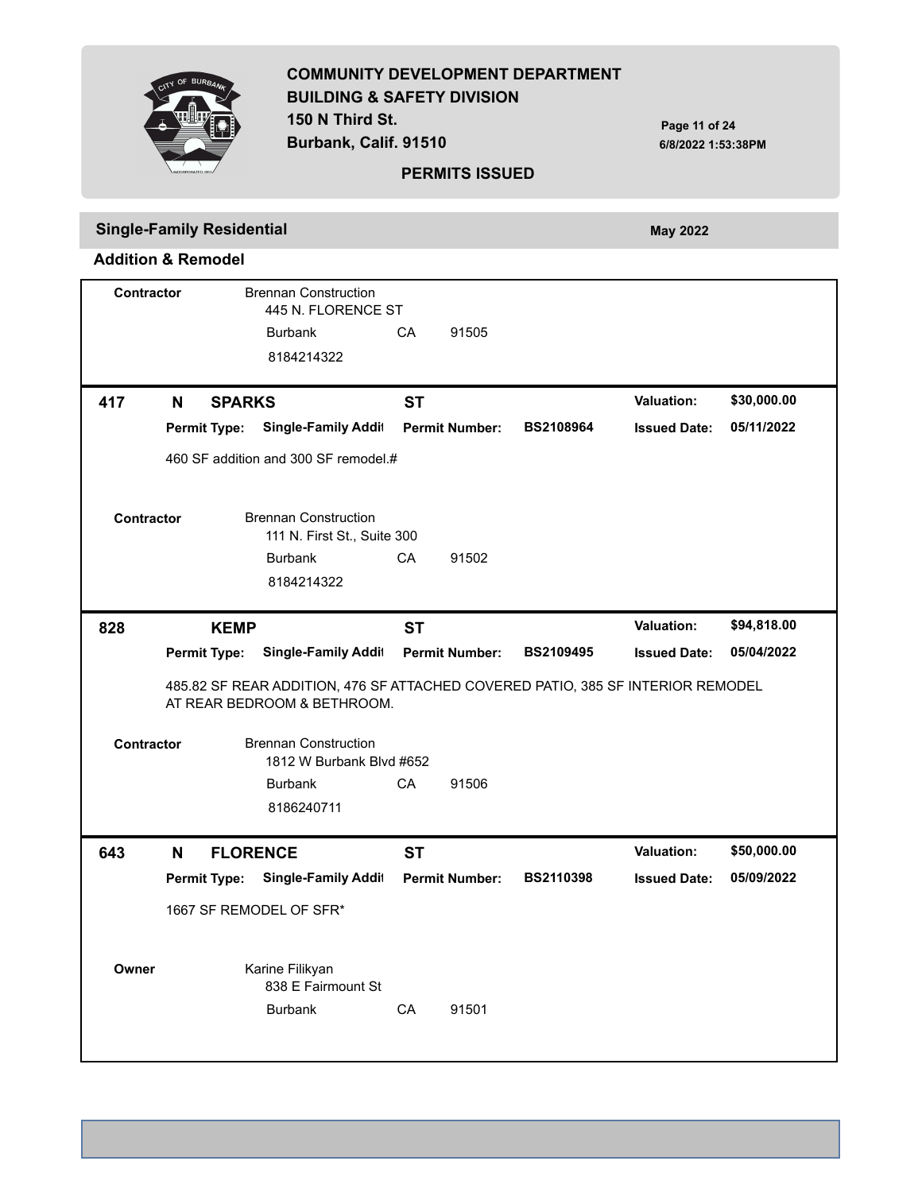## COMMUNITY DEVELOPMENT DEPARTMENT
## BUILDING & SAFETY DIVISION
150 N Third St.
Burbank, Calif. 91510

**PERMITS ISSUED**

6/8/2022 1:53:38PM

### Single-Family Residential

**May 2022**

#### Addition & Remodel

**Contractor** Brennan Construction
445 N. FLORENCE ST
Burbank CA 91505
8184214322

---

**417 N SPARKS ST** — **Valuation:** $30,000.00

**Permit Type:** Single-Family Addit **Permit Number:** BS2108964 **Issued Date:** 05/11/2022

460 SF addition and 300 SF remodel.#

**Contractor** Brennan Construction
111 N. First St., Suite 300
Burbank CA 91502
8184214322

---

**828 KEMP ST** — **Valuation:** $94,818.00

**Permit Type:** Single-Family Addit **Permit Number:** BS2109495 **Issued Date:** 05/04/2022

485.82 SF REAR ADDITION, 476 SF ATTACHED COVERED PATIO, 385 SF INTERIOR REMODEL AT REAR BEDROOM & BETHROOM.

**Contractor** Brennan Construction
1812 W Burbank Blvd #652
Burbank CA 91506
8186240711

---

**643 N FLORENCE ST** — **Valuation:** $50,000.00

**Permit Type:** Single-Family Addit **Permit Number:** BS2110398 **Issued Date:** 05/09/2022

1667 SF REMODEL OF SFR*

**Owner** Karine Filikyan
838 E Fairmount St
Burbank CA 91501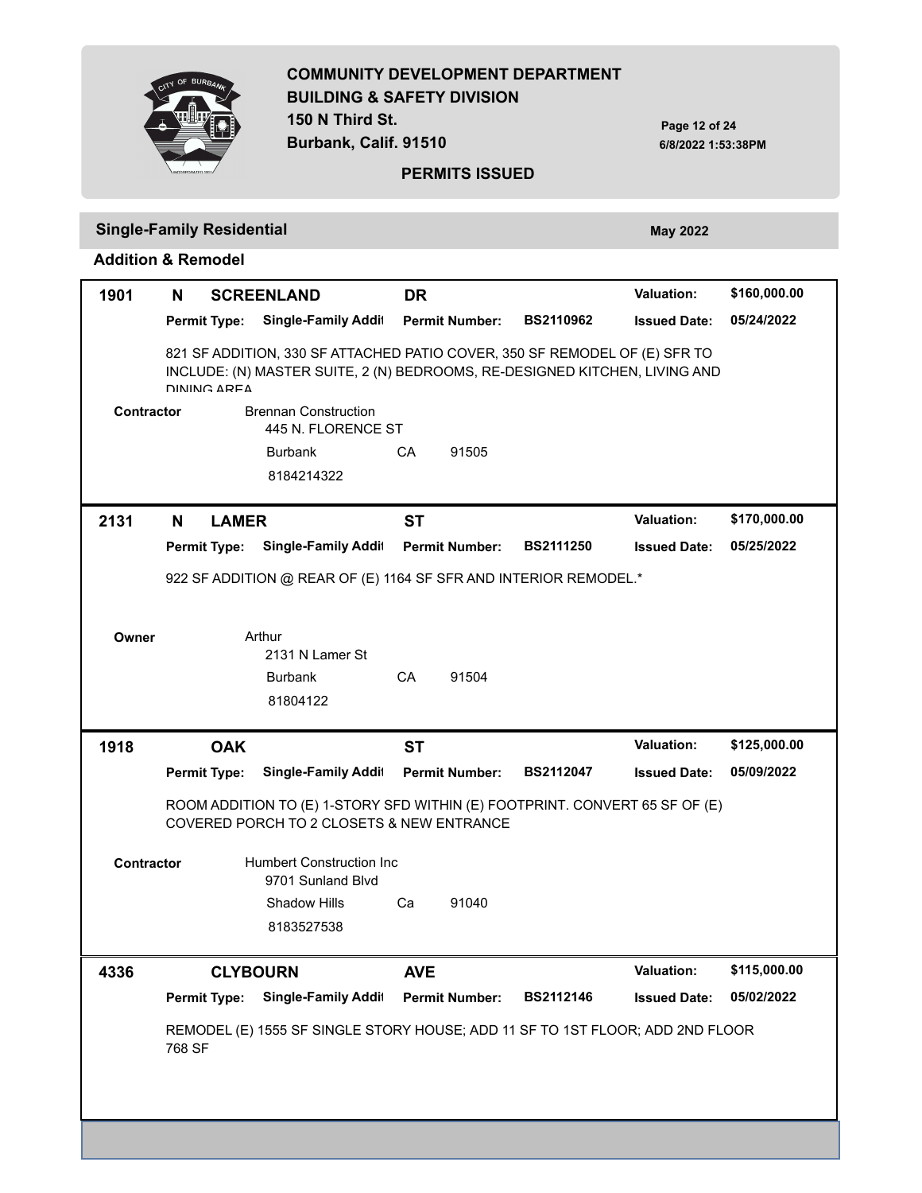# COMMUNITY DEVELOPMENT DEPARTMENT
## BUILDING & SAFETY DIVISION
150 N Third St.
Burbank, Calif. 91510

**PERMITS ISSUED**

## Single-Family Residential — May 2022

### Addition & Remodel

---

**1901 N SCREENLAND DR** — **Valuation:** $160,000.00

**Permit Type:** Single-Family Addit — **Permit Number:** BS2110962 — **Issued Date:** 05/24/2022

821 SF ADDITION, 330 SF ATTACHED PATIO COVER, 350 SF REMODEL OF (E) SFR TO INCLUDE: (N) MASTER SUITE, 2 (N) BEDROOMS, RE-DESIGNED KITCHEN, LIVING AND DINING AREA

**Contractor:** Brennan Construction
445 N. FLORENCE ST
Burbank CA 91505
8184214322

---

**2131 N LAMER ST** — **Valuation:** $170,000.00

**Permit Type:** Single-Family Addit — **Permit Number:** BS2111250 — **Issued Date:** 05/25/2022

922 SF ADDITION @ REAR OF (E) 1164 SF SFR AND INTERIOR REMODEL.*

**Owner:** Arthur
2131 N Lamer St
Burbank CA 91504
81804122

---

**1918 OAK ST** — **Valuation:** $125,000.00

**Permit Type:** Single-Family Addit — **Permit Number:** BS2112047 — **Issued Date:** 05/09/2022

ROOM ADDITION TO (E) 1-STORY SFD WITHIN (E) FOOTPRINT. CONVERT 65 SF OF (E) COVERED PORCH TO 2 CLOSETS & NEW ENTRANCE

**Contractor:** Humbert Construction Inc
9701 Sunland Blvd
Shadow Hills Ca 91040
8183527538

---

**4336 CLYBOURN AVE** — **Valuation:** $115,000.00

**Permit Type:** Single-Family Addit — **Permit Number:** BS2112146 — **Issued Date:** 05/02/2022

REMODEL (E) 1555 SF SINGLE STORY HOUSE; ADD 11 SF TO 1ST FLOOR; ADD 2ND FLOOR 768 SF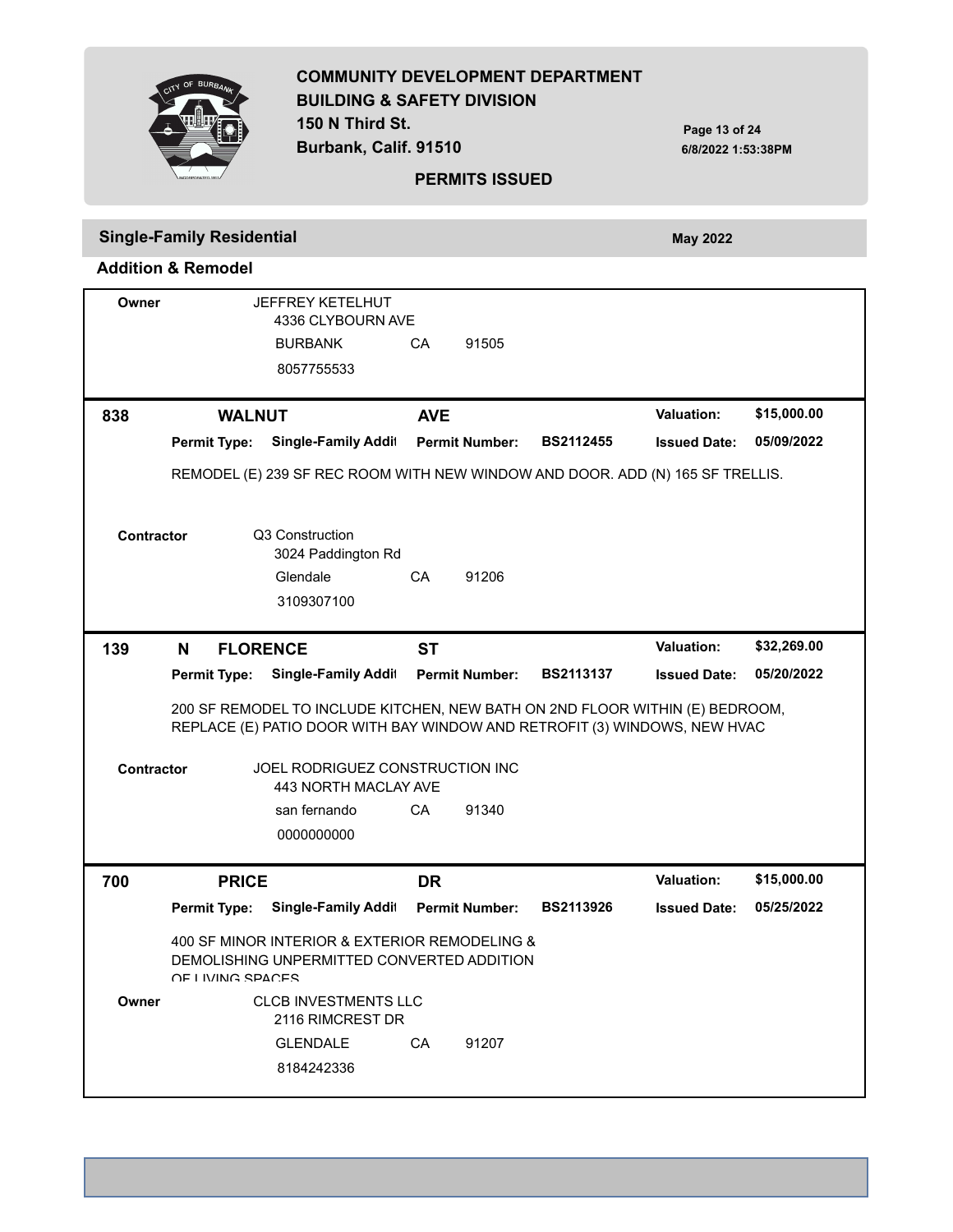**COMMUNITY DEVELOPMENT DEPARTMENT**
**BUILDING & SAFETY DIVISION**
**150 N Third St.**
**Burbank, Calif. 91510**

**PERMITS ISSUED**

## Single-Family Residential

**May 2022**

### Addition & Remodel

**Owner**
JEFFREY KETELHUT
4336 CLYBOURN AVE
BURBANK CA 91505
8057755533

---

**838 WALNUT AVE** — **Valuation:** $15,000.00

**Permit Type:** Single-Family Addit **Permit Number:** BS2112455 **Issued Date:** 05/09/2022

REMODEL (E) 239 SF REC ROOM WITH NEW WINDOW AND DOOR. ADD (N) 165 SF TRELLIS.

**Contractor**
Q3 Construction
3024 Paddington Rd
Glendale CA 91206
3109307100

---

**139 N FLORENCE ST** — **Valuation:** $32,269.00

**Permit Type:** Single-Family Addit **Permit Number:** BS2113137 **Issued Date:** 05/20/2022

200 SF REMODEL TO INCLUDE KITCHEN, NEW BATH ON 2ND FLOOR WITHIN (E) BEDROOM, REPLACE (E) PATIO DOOR WITH BAY WINDOW AND RETROFIT (3) WINDOWS, NEW HVAC

**Contractor**
JOEL RODRIGUEZ CONSTRUCTION INC
443 NORTH MACLAY AVE
san fernando CA 91340
0000000000

---

**700 PRICE DR** — **Valuation:** $15,000.00

**Permit Type:** Single-Family Addit **Permit Number:** BS2113926 **Issued Date:** 05/25/2022

400 SF MINOR INTERIOR & EXTERIOR REMODELING & DEMOLISHING UNPERMITTED CONVERTED ADDITION OF LIVING SPACES

**Owner**
CLCB INVESTMENTS LLC
2116 RIMCREST DR
GLENDALE CA 91207
8184242336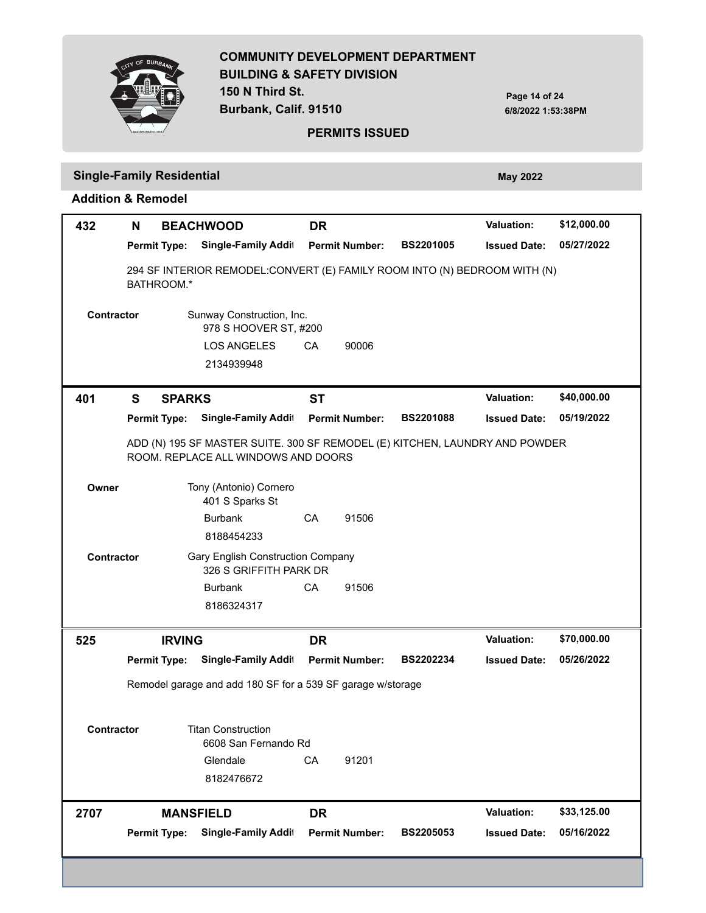## COMMUNITY DEVELOPMENT DEPARTMENT
## BUILDING & SAFETY DIVISION
150 N Third St.
Burbank, Calif. 91510

**PERMITS ISSUED**

6/8/2022 1:53:38PM

### Single-Family Residential — May 2022

#### Addition & Remodel

**432 N BEACHWOOD DR**

**Valuation:** $12,000.00
**Permit Type:** Single-Family Addit | **Permit Number:** BS2201005 | **Issued Date:** 05/27/2022

294 SF INTERIOR REMODEL:CONVERT (E) FAMILY ROOM INTO (N) BEDROOM WITH (N) BATHROOM.*

**Contractor**
Sunway Construction, Inc.
978 S HOOVER ST, #200
LOS ANGELES CA 90006
2134939948

---

**401 S SPARKS ST**

**Valuation:** $40,000.00
**Permit Type:** Single-Family Addit | **Permit Number:** BS2201088 | **Issued Date:** 05/19/2022

ADD (N) 195 SF MASTER SUITE. 300 SF REMODEL (E) KITCHEN, LAUNDRY AND POWDER ROOM. REPLACE ALL WINDOWS AND DOORS

**Owner**
Tony (Antonio) Cornero
401 S Sparks St
Burbank CA 91506
8188454233

**Contractor**
Gary English Construction Company
326 S GRIFFITH PARK DR
Burbank CA 91506
8186324317

---

**525 IRVING DR**

**Valuation:** $70,000.00
**Permit Type:** Single-Family Addit | **Permit Number:** BS2202234 | **Issued Date:** 05/26/2022

Remodel garage and add 180 SF for a 539 SF garage w/storage

**Contractor**
Titan Construction
6608 San Fernando Rd
Glendale CA 91201
8182476672

---

**2707 MANSFIELD DR**

**Valuation:** $33,125.00
**Permit Type:** Single-Family Addit | **Permit Number:** BS2205053 | **Issued Date:** 05/16/2022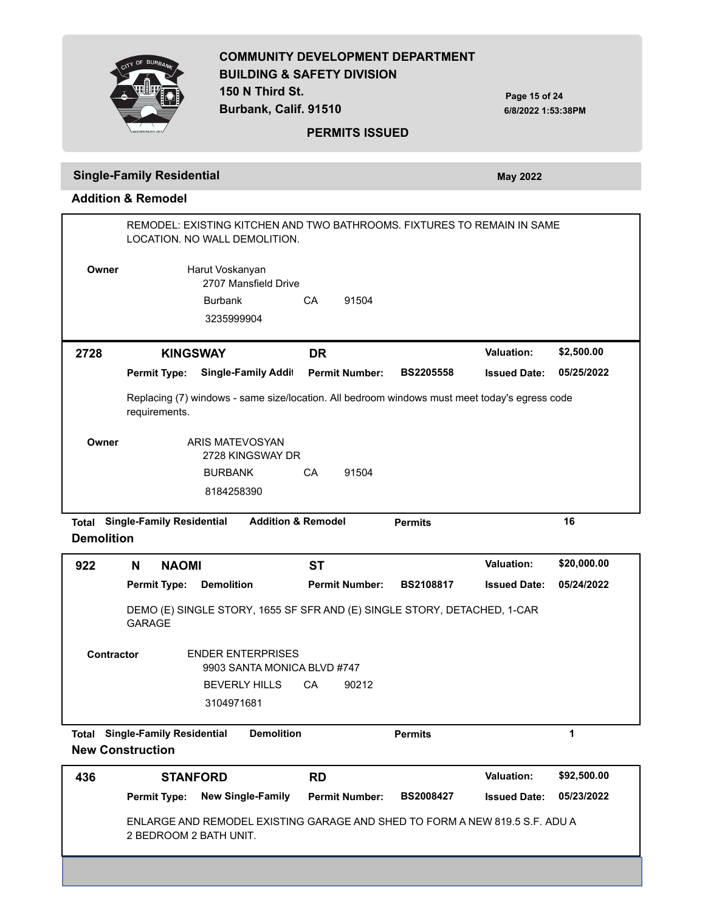## Single-Family Residential

**May 2022**

### Addition & Remodel

REMODEL: EXISTING KITCHEN AND TWO BATHROOMS. FIXTURES TO REMAIN IN SAME LOCATION. NO WALL DEMOLITION.

**Owner**

Harut Voskanyan
2707 Mansfield Drive
Burbank CA 91504
3235999904

---

**2728 KINGSWAY DR** — **Valuation:** $2,500.00

**Permit Type:** Single-Family Addit **Permit Number:** BS2205558 **Issued Date:** 05/25/2022

Replacing (7) windows - same size/location. All bedroom windows must meet today's egress code requirements.

**Owner**

ARIS MATEVOSYAN
2728 KINGSWAY DR
BURBANK CA 91504
8184258390

**Total Single-Family Residential Addition & Remodel Permits 16**

### Demolition

**922 N NAOMI ST** — **Valuation:** $20,000.00

**Permit Type:** Demolition **Permit Number:** BS2108817 **Issued Date:** 05/24/2022

DEMO (E) SINGLE STORY, 1655 SF SFR AND (E) SINGLE STORY, DETACHED, 1-CAR GARAGE

**Contractor**

ENDER ENTERPRISES
9903 SANTA MONICA BLVD #747
BEVERLY HILLS CA 90212
3104971681

**Total Single-Family Residential Demolition Permits 1**

### New Construction

**436 STANFORD RD** — **Valuation:** $92,500.00

**Permit Type:** New Single-Family **Permit Number:** BS2008427 **Issued Date:** 05/23/2022

ENLARGE AND REMODEL EXISTING GARAGE AND SHED TO FORM A NEW 819.5 S.F. ADU A 2 BEDROOM 2 BATH UNIT.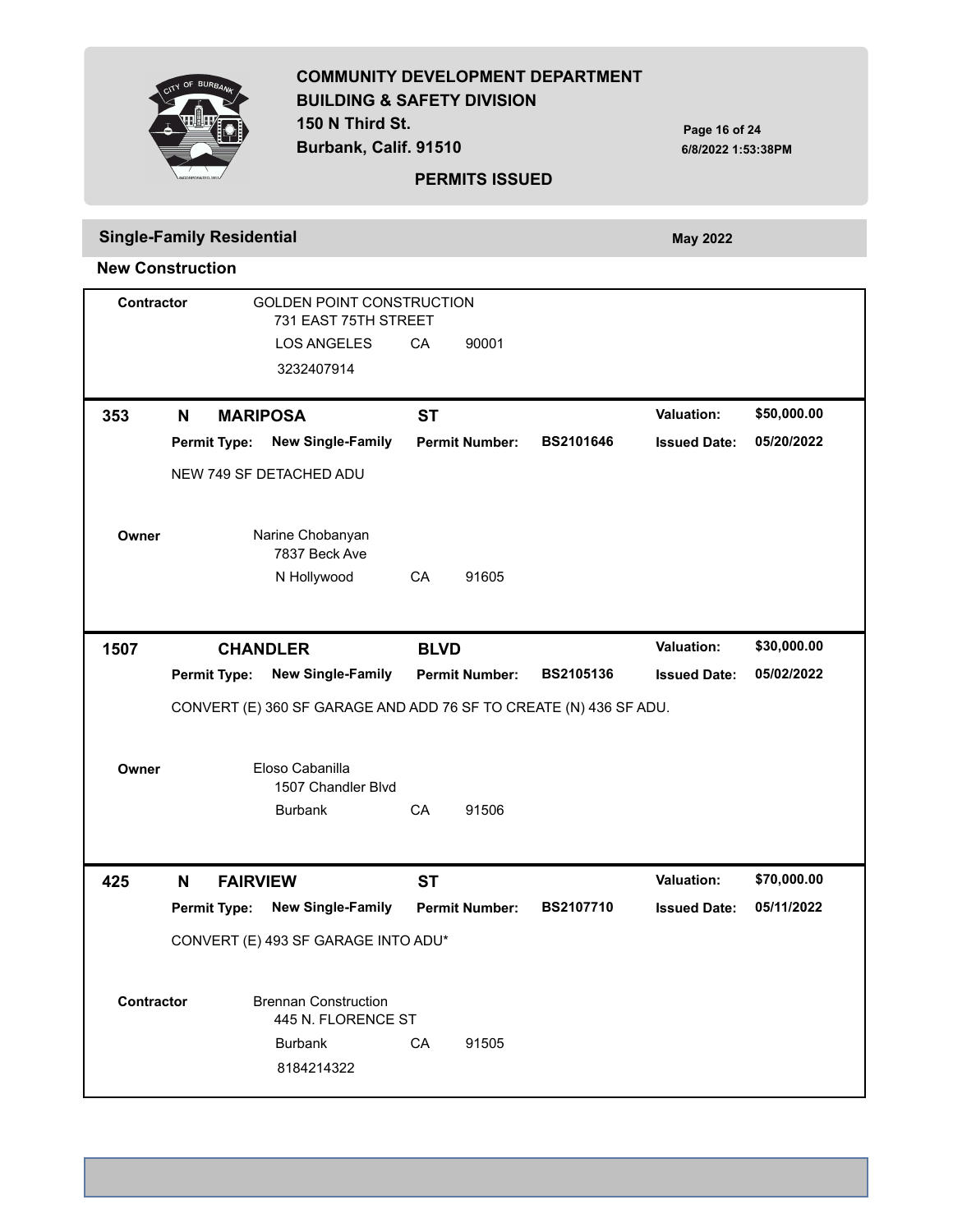## COMMUNITY DEVELOPMENT DEPARTMENT
## BUILDING & SAFETY DIVISION
150 N Third St.
Burbank, Calif. 91510

**PERMITS ISSUED**

6/8/2022 1:53:38PM

### Single-Family Residential — May 2022

#### New Construction

**Contractor**
GOLDEN POINT CONSTRUCTION
731 EAST 75TH STREET
LOS ANGELES CA 90001
3232407914

---

**353 N MARIPOSA ST**

| | | | |
|---|---|---|---|
| **Permit Type:** New Single-Family | **Permit Number:** BS2101646 | **Valuation:** $50,000.00 | **Issued Date:** 05/20/2022 |

NEW 749 SF DETACHED ADU

**Owner**
Narine Chobanyan
7837 Beck Ave
N Hollywood CA 91605

---

**1507 CHANDLER BLVD**

| | | | |
|---|---|---|---|
| **Permit Type:** New Single-Family | **Permit Number:** BS2105136 | **Valuation:** $30,000.00 | **Issued Date:** 05/02/2022 |

CONVERT (E) 360 SF GARAGE AND ADD 76 SF TO CREATE (N) 436 SF ADU.

**Owner**
Eloso Cabanilla
1507 Chandler Blvd
Burbank CA 91506

---

**425 N FAIRVIEW ST**

| | | | |
|---|---|---|---|
| **Permit Type:** New Single-Family | **Permit Number:** BS2107710 | **Valuation:** $70,000.00 | **Issued Date:** 05/11/2022 |

CONVERT (E) 493 SF GARAGE INTO ADU*

**Contractor**
Brennan Construction
445 N. FLORENCE ST
Burbank CA 91505
8184214322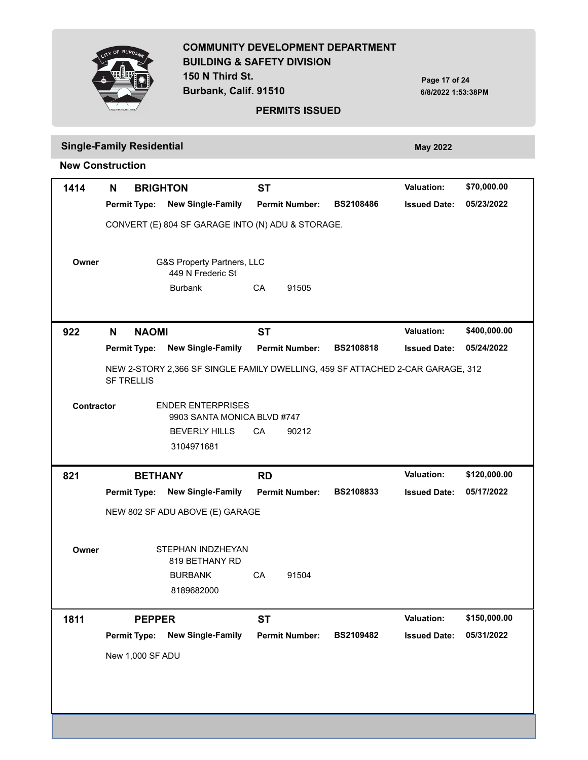**COMMUNITY DEVELOPMENT DEPARTMENT**
**BUILDING & SAFETY DIVISION**
**150 N Third St.**
**Burbank, Calif. 91510**

**PERMITS ISSUED**

6/8/2022 1:53:38PM

## Single-Family Residential

**May 2022**

### New Construction

---

**1414 N BRIGHTON ST** — **Valuation:** $70,000.00

**Permit Type:** New Single-Family | **Permit Number:** BS2108486 | **Issued Date:** 05/23/2022

CONVERT (E) 804 SF GARAGE INTO (N) ADU & STORAGE.

**Owner**
G&S Property Partners, LLC
449 N Frederic St
Burbank CA 91505

---

**922 N NAOMI ST** — **Valuation:** $400,000.00

**Permit Type:** New Single-Family | **Permit Number:** BS2108818 | **Issued Date:** 05/24/2022

NEW 2-STORY 2,366 SF SINGLE FAMILY DWELLING, 459 SF ATTACHED 2-CAR GARAGE, 312 SF TRELLIS

**Contractor**
ENDER ENTERPRISES
9903 SANTA MONICA BLVD #747
BEVERLY HILLS CA 90212
3104971681

---

**821 BETHANY RD** — **Valuation:** $120,000.00

**Permit Type:** New Single-Family | **Permit Number:** BS2108833 | **Issued Date:** 05/17/2022

NEW 802 SF ADU ABOVE (E) GARAGE

**Owner**
STEPHAN INDZHEYAN
819 BETHANY RD
BURBANK CA 91504
8189682000

---

**1811 PEPPER ST** — **Valuation:** $150,000.00

**Permit Type:** New Single-Family | **Permit Number:** BS2109482 | **Issued Date:** 05/31/2022

New 1,000 SF ADU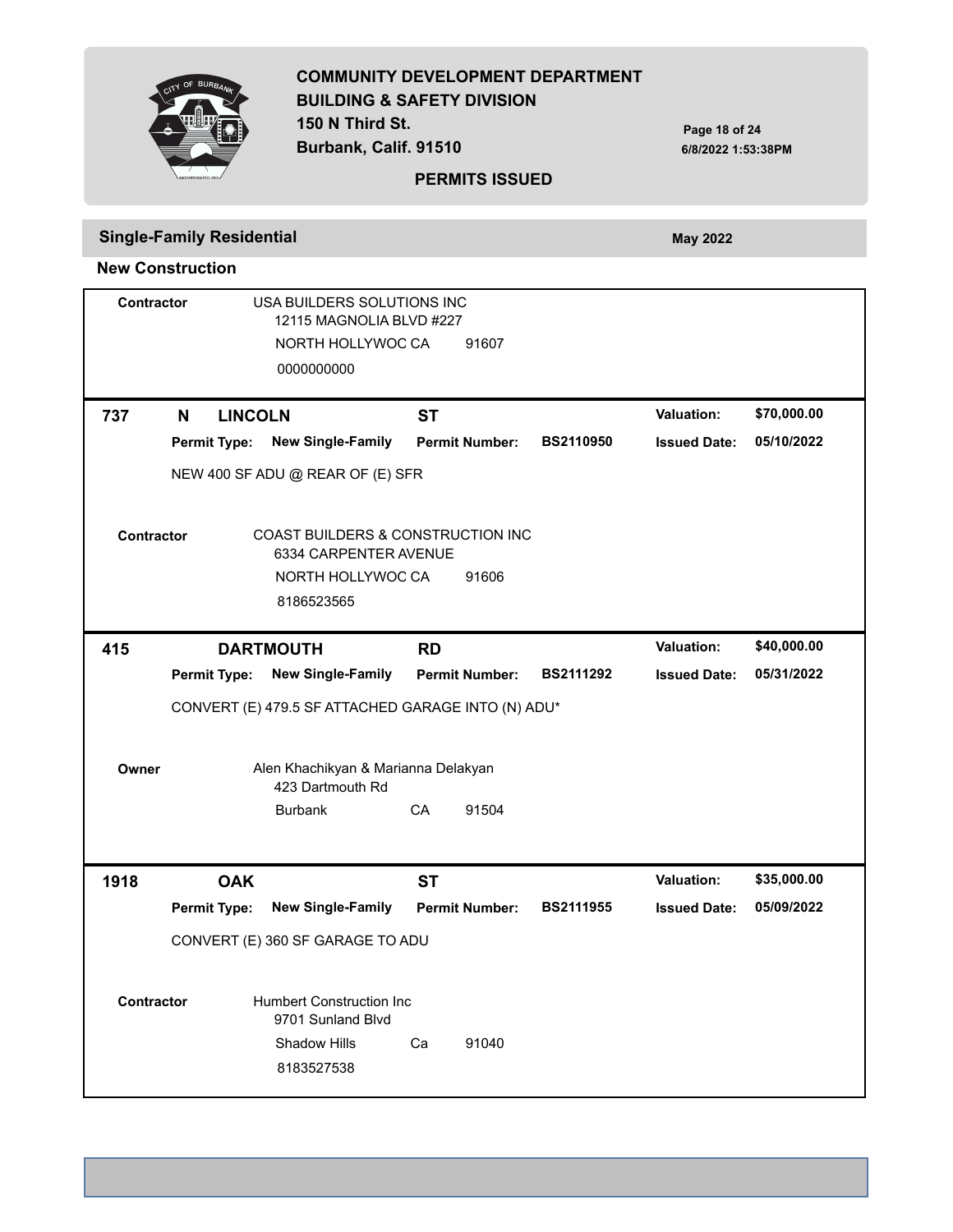**COMMUNITY DEVELOPMENT DEPARTMENT**
**BUILDING & SAFETY DIVISION**
**150 N Third St.**
**Burbank, Calif. 91510**

**PERMITS ISSUED**

6/8/2022 1:53:38PM

## Single-Family Residential

**May 2022**

### New Construction

**Contractor** USA BUILDERS SOLUTIONS INC
12115 MAGNOLIA BLVD #227
NORTH HOLLYWOC CA 91607
0000000000

---

**737 N LINCOLN ST** — **Valuation:** $70,000.00

**Permit Type:** New Single-Family **Permit Number:** BS2110950 **Issued Date:** 05/10/2022

NEW 400 SF ADU @ REAR OF (E) SFR

**Contractor** COAST BUILDERS & CONSTRUCTION INC
6334 CARPENTER AVENUE
NORTH HOLLYWOC CA 91606
8186523565

---

**415 DARTMOUTH RD** — **Valuation:** $40,000.00

**Permit Type:** New Single-Family **Permit Number:** BS2111292 **Issued Date:** 05/31/2022

CONVERT (E) 479.5 SF ATTACHED GARAGE INTO (N) ADU*

**Owner** Alen Khachikyan & Marianna Delakyan
423 Dartmouth Rd
Burbank CA 91504

---

**1918 OAK ST** — **Valuation:** $35,000.00

**Permit Type:** New Single-Family **Permit Number:** BS2111955 **Issued Date:** 05/09/2022

CONVERT (E) 360 SF GARAGE TO ADU

**Contractor** Humbert Construction Inc
9701 Sunland Blvd
Shadow Hills Ca 91040
8183527538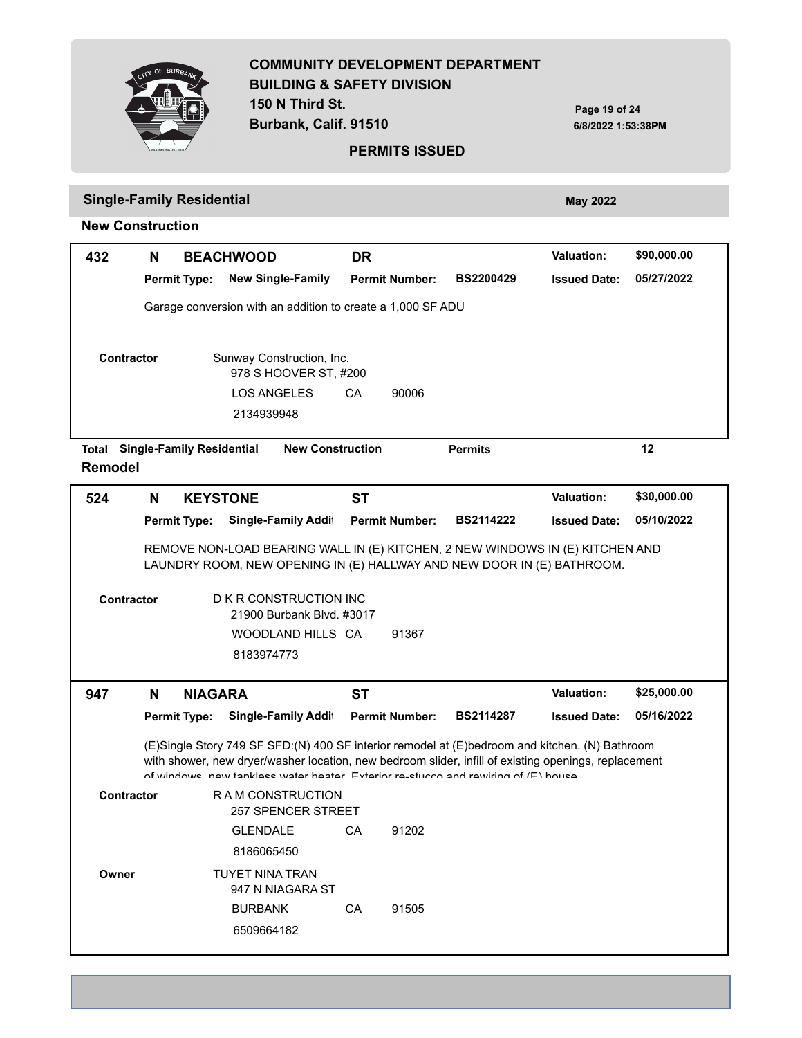## Single-Family Residential

**May 2022**

### New Construction

| | | | | | |
|---|---|---|---|---|---|
| **432** | **N** | **BEACHWOOD** | **DR** | **Valuation:** | **$90,000.00** |
| | **Permit Type:** | **New Single-Family** | **Permit Number:** BS2200429 | **Issued Date:** | **05/27/2022** |

Garage conversion with an addition to create a 1,000 SF ADU

**Contractor**
Sunway Construction, Inc.
978 S HOOVER ST, #200
LOS ANGELES CA 90006
2134939948

**Total Single-Family Residential New Construction Permits 12**

### Remodel

| | | | | | |
|---|---|---|---|---|---|
| **524** | **N** | **KEYSTONE** | **ST** | **Valuation:** | **$30,000.00** |
| | **Permit Type:** | **Single-Family Addit** | **Permit Number:** BS2114222 | **Issued Date:** | **05/10/2022** |

REMOVE NON-LOAD BEARING WALL IN (E) KITCHEN, 2 NEW WINDOWS IN (E) KITCHEN AND LAUNDRY ROOM, NEW OPENING IN (E) HALLWAY AND NEW DOOR IN (E) BATHROOM.

**Contractor**
D K R CONSTRUCTION INC
21900 Burbank Blvd. #3017
WOODLAND HILLS CA 91367
8183974773

| | | | | | |
|---|---|---|---|---|---|
| **947** | **N** | **NIAGARA** | **ST** | **Valuation:** | **$25,000.00** |
| | **Permit Type:** | **Single-Family Addit** | **Permit Number:** BS2114287 | **Issued Date:** | **05/16/2022** |

(E)Single Story 749 SF SFD:(N) 400 SF interior remodel at (E)bedroom and kitchen. (N) Bathroom with shower, new dryer/washer location, new bedroom slider, infill of existing openings, replacement of windows, new tankless water heater. Exterior re-stucco and rewiring of (E) house

**Contractor**
R A M CONSTRUCTION
257 SPENCER STREET
GLENDALE CA 91202
8186065450

**Owner**
TUYET NINA TRAN
947 N NIAGARA ST
BURBANK CA 91505
6509664182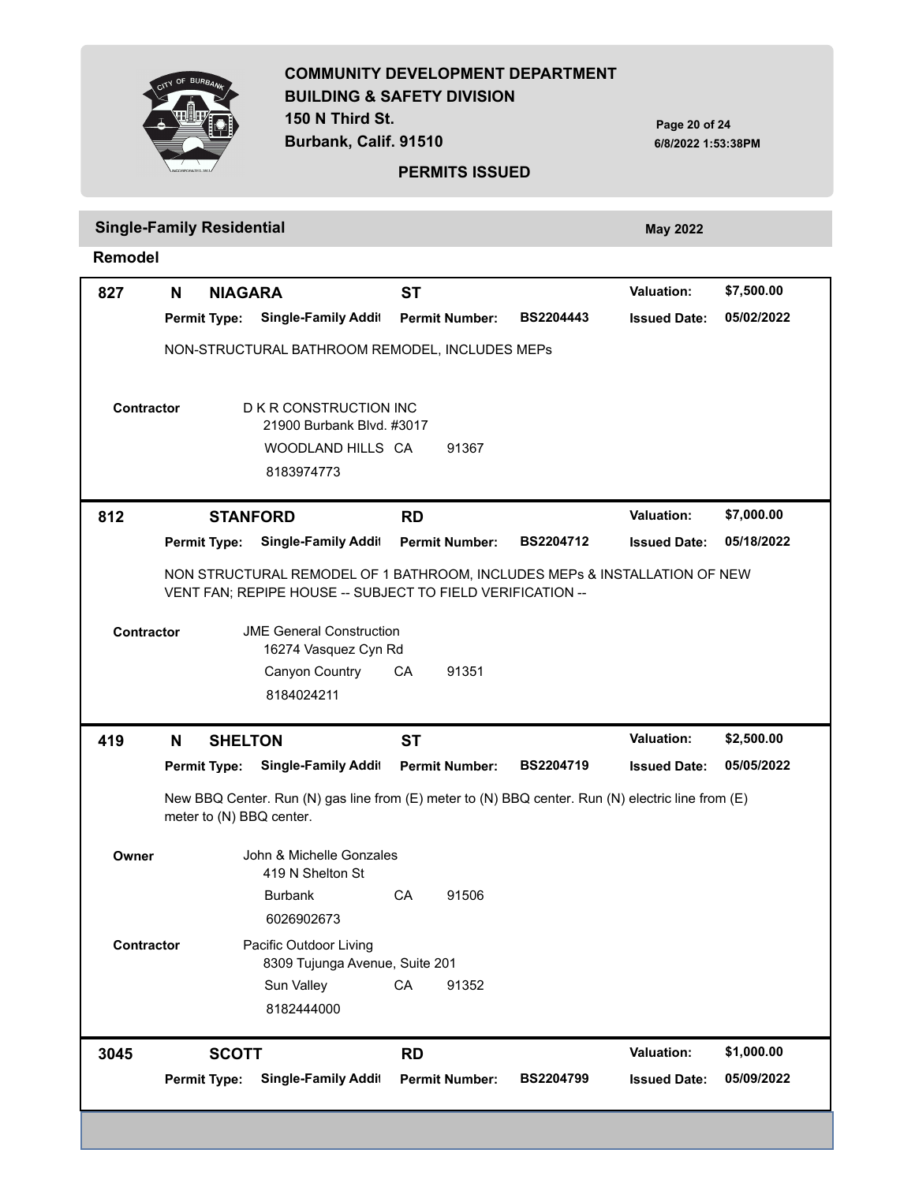## Single-Family Residential — May 2022

### Remodel

---

**827 N NIAGARA ST** — Valuation: $7,500.00

**Permit Type:** Single-Family Addit **Permit Number:** BS2204443 **Issued Date:** 05/02/2022

NON-STRUCTURAL BATHROOM REMODEL, INCLUDES MEPs

**Contractor**
D K R CONSTRUCTION INC
21900 Burbank Blvd. #3017
WOODLAND HILLS CA 91367
8183974773

---

**812 STANFORD RD** — Valuation: $7,000.00

**Permit Type:** Single-Family Addit **Permit Number:** BS2204712 **Issued Date:** 05/18/2022

NON STRUCTURAL REMODEL OF 1 BATHROOM, INCLUDES MEPs & INSTALLATION OF NEW VENT FAN; REPIPE HOUSE -- SUBJECT TO FIELD VERIFICATION --

**Contractor**
JME General Construction
16274 Vasquez Cyn Rd
Canyon Country CA 91351
8184024211

---

**419 N SHELTON ST** — Valuation: $2,500.00

**Permit Type:** Single-Family Addit **Permit Number:** BS2204719 **Issued Date:** 05/05/2022

New BBQ Center. Run (N) gas line from (E) meter to (N) BBQ center. Run (N) electric line from (E) meter to (N) BBQ center.

**Owner**
John & Michelle Gonzales
419 N Shelton St
Burbank CA 91506
6026902673

**Contractor**
Pacific Outdoor Living
8309 Tujunga Avenue, Suite 201
Sun Valley CA 91352
8182444000

---

**3045 SCOTT RD** — Valuation: $1,000.00

**Permit Type:** Single-Family Addit **Permit Number:** BS2204799 **Issued Date:** 05/09/2022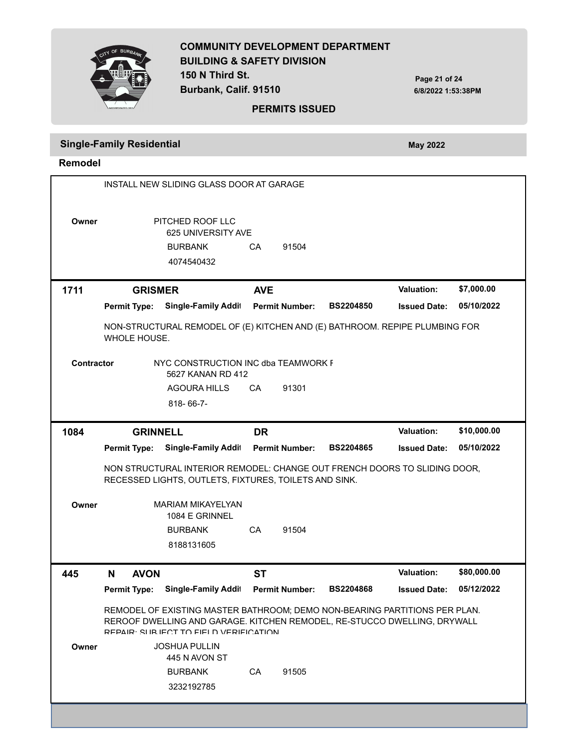**COMMUNITY DEVELOPMENT DEPARTMENT**
**BUILDING & SAFETY DIVISION**
**150 N Third St.**
**Burbank, Calif. 91510**

**PERMITS ISSUED**

## Single-Family Residential

**May 2022**

### Remodel

INSTALL NEW SLIDING GLASS DOOR AT GARAGE

**Owner**
PITCHED ROOF LLC
625 UNIVERSITY AVE
BURBANK CA 91504
4074540432

---

**1711 GRISMER AVE** — **Valuation:** $7,000.00

**Permit Type:** Single-Family Addit **Permit Number:** BS2204850 **Issued Date:** 05/10/2022

NON-STRUCTURAL REMODEL OF (E) KITCHEN AND (E) BATHROOM. REPIPE PLUMBING FOR WHOLE HOUSE.

**Contractor**
NYC CONSTRUCTION INC dba TEAMWORK F
5627 KANAN RD 412
AGOURA HILLS CA 91301
818- 66-7-

---

**1084 GRINNELL DR** — **Valuation:** $10,000.00

**Permit Type:** Single-Family Addit **Permit Number:** BS2204865 **Issued Date:** 05/10/2022

NON STRUCTURAL INTERIOR REMODEL: CHANGE OUT FRENCH DOORS TO SLIDING DOOR, RECESSED LIGHTS, OUTLETS, FIXTURES, TOILETS AND SINK.

**Owner**
MARIAM MIKAYELYAN
1084 E GRINNEL
BURBANK CA 91504
8188131605

---

**445 N AVON ST** — **Valuation:** $80,000.00

**Permit Type:** Single-Family Addit **Permit Number:** BS2204868 **Issued Date:** 05/12/2022

REMODEL OF EXISTING MASTER BATHROOM; DEMO NON-BEARING PARTITIONS PER PLAN. REROOF DWELLING AND GARAGE. KITCHEN REMODEL, RE-STUCCO DWELLING, DRYWALL REPAIR; SUBJECT TO FIELD VERIFICATION

**Owner**
JOSHUA PULLIN
445 N AVON ST
BURBANK CA 91505
3232192785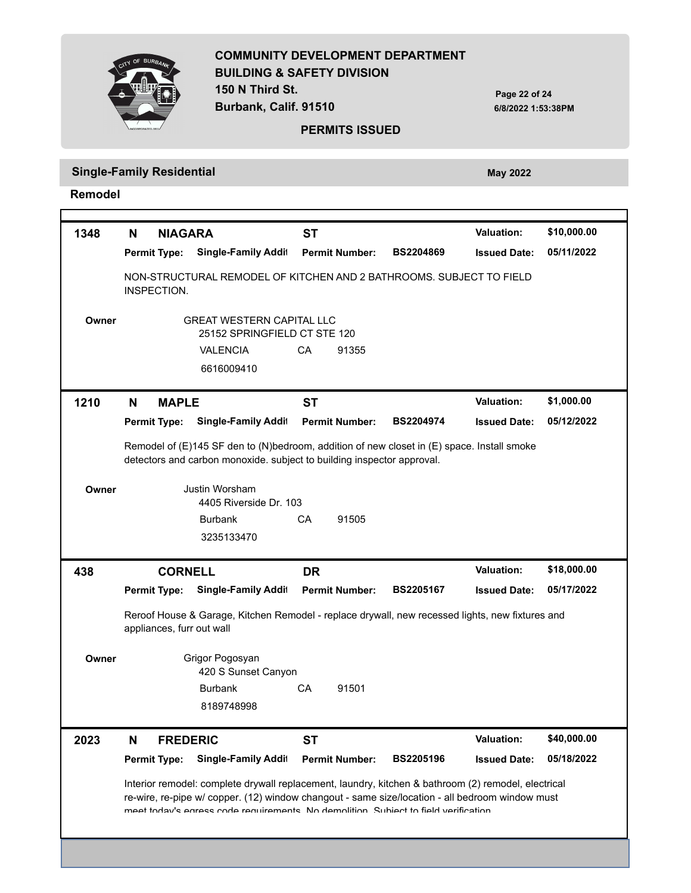# COMMUNITY DEVELOPMENT DEPARTMENT
## BUILDING & SAFETY DIVISION

150 N Third St.
Burbank, Calif. 91510

**PERMITS ISSUED**

6/8/2022 1:53:38PM

## Single-Family Residential

**May 2022**

### Remodel

---

**1348 N NIAGARA ST**

**Valuation:** $10,000.00
**Permit Type:** Single-Family Addit
**Permit Number:** BS2204869
**Issued Date:** 05/11/2022

NON-STRUCTURAL REMODEL OF KITCHEN AND 2 BATHROOMS. SUBJECT TO FIELD INSPECTION.

**Owner**
GREAT WESTERN CAPITAL LLC
25152 SPRINGFIELD CT STE 120
VALENCIA CA 91355
6616009410

---

**1210 N MAPLE ST**

**Valuation:** $1,000.00
**Permit Type:** Single-Family Addit
**Permit Number:** BS2204974
**Issued Date:** 05/12/2022

Remodel of (E)145 SF den to (N)bedroom, addition of new closet in (E) space. Install smoke detectors and carbon monoxide. subject to building inspector approval.

**Owner**
Justin Worsham
4405 Riverside Dr. 103
Burbank CA 91505
3235133470

---

**438 CORNELL DR**

**Valuation:** $18,000.00
**Permit Type:** Single-Family Addit
**Permit Number:** BS2205167
**Issued Date:** 05/17/2022

Reroof House & Garage, Kitchen Remodel - replace drywall, new recessed lights, new fixtures and appliances, furr out wall

**Owner**
Grigor Pogosyan
420 S Sunset Canyon
Burbank CA 91501
8189748998

---

**2023 N FREDERIC ST**

**Valuation:** $40,000.00
**Permit Type:** Single-Family Addit
**Permit Number:** BS2205196
**Issued Date:** 05/18/2022

Interior remodel: complete drywall replacement, laundry, kitchen & bathroom (2) remodel, electrical re-wire, re-pipe w/ copper. (12) window changout - same size/location - all bedroom window must meet today's egress code requirements. No demolition. Subject to field verification.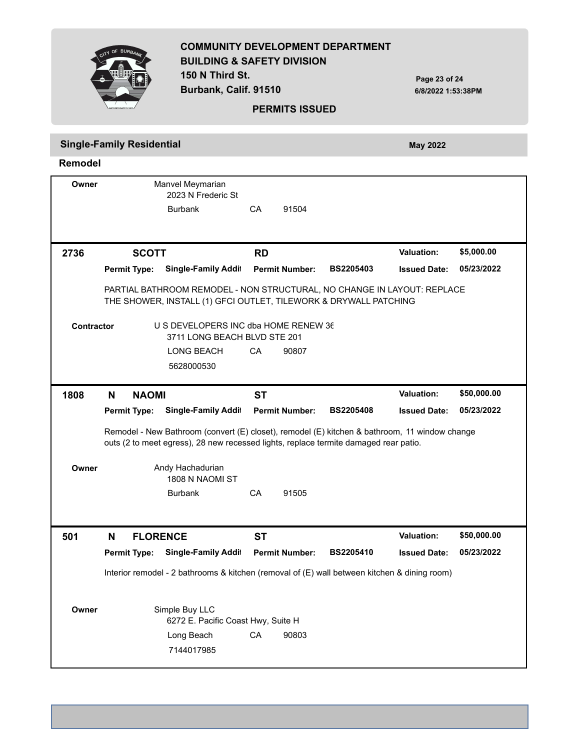## COMMUNITY DEVELOPMENT DEPARTMENT
## BUILDING & SAFETY DIVISION

150 N Third St.
Burbank, Calif. 91510

**PERMITS ISSUED**

6/8/2022 1:53:38PM

### Single-Family Residential

**May 2022**

#### Remodel

**Owner**
Manvel Meymarian
2023 N Frederic St
Burbank CA 91504

---

**2736 SCOTT RD**

**Valuation:** $5,000.00

**Permit Type:** Single-Family Addit **Permit Number:** BS2205403 **Issued Date:** 05/23/2022

PARTIAL BATHROOM REMODEL - NON STRUCTURAL, NO CHANGE IN LAYOUT: REPLACE THE SHOWER, INSTALL (1) GFCI OUTLET, TILEWORK & DRYWALL PATCHING

**Contractor**
U S DEVELOPERS INC dba HOME RENEW 36
3711 LONG BEACH BLVD STE 201
LONG BEACH CA 90807
5628000530

---

**1808 N NAOMI ST**

**Valuation:** $50,000.00

**Permit Type:** Single-Family Addit **Permit Number:** BS2205408 **Issued Date:** 05/23/2022

Remodel - New Bathroom (convert (E) closet), remodel (E) kitchen & bathroom, 11 window change outs (2 to meet egress), 28 new recessed lights, replace termite damaged rear patio.

**Owner**
Andy Hachadurian
1808 N NAOMI ST
Burbank CA 91505

---

**501 N FLORENCE ST**

**Valuation:** $50,000.00

**Permit Type:** Single-Family Addit **Permit Number:** BS2205410 **Issued Date:** 05/23/2022

Interior remodel - 2 bathrooms & kitchen (removal of (E) wall between kitchen & dining room)

**Owner**
Simple Buy LLC
6272 E. Pacific Coast Hwy, Suite H
Long Beach CA 90803
7144017985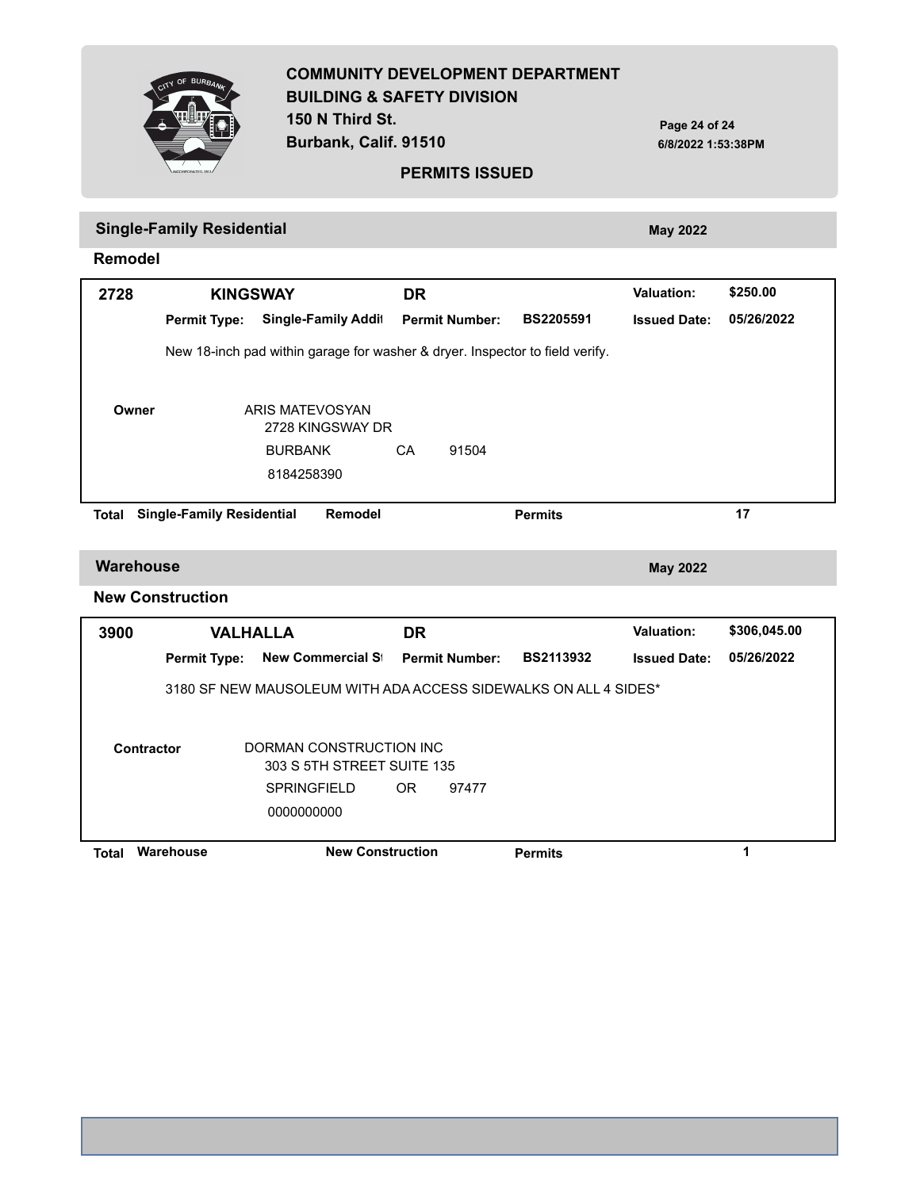COMMUNITY DEVELOPMENT DEPARTMENT
BUILDING & SAFETY DIVISION
150 N Third St.
Burbank, Calif. 91510

PERMITS ISSUED

## Single-Family Residential — May 2022

### Remodel

**2728 KINGSWAY DR** — Valuation: $250.00

**Permit Type:** Single-Family Addit **Permit Number:** BS2205591 **Issued Date:** 05/26/2022

New 18-inch pad within garage for washer & dryer. Inspector to field verify.

**Owner**
ARIS MATEVOSYAN
2728 KINGSWAY DR
BURBANK CA 91504
8184258390

**Total Single-Family Residential Remodel Permits: 17**

## Warehouse — May 2022

### New Construction

**3900 VALHALLA DR** — Valuation: $306,045.00

**Permit Type:** New Commercial St **Permit Number:** BS2113932 **Issued Date:** 05/26/2022

3180 SF NEW MAUSOLEUM WITH ADA ACCESS SIDEWALKS ON ALL 4 SIDES*

**Contractor**
DORMAN CONSTRUCTION INC
303 S 5TH STREET SUITE 135
SPRINGFIELD OR 97477
0000000000

**Total Warehouse New Construction Permits: 1**